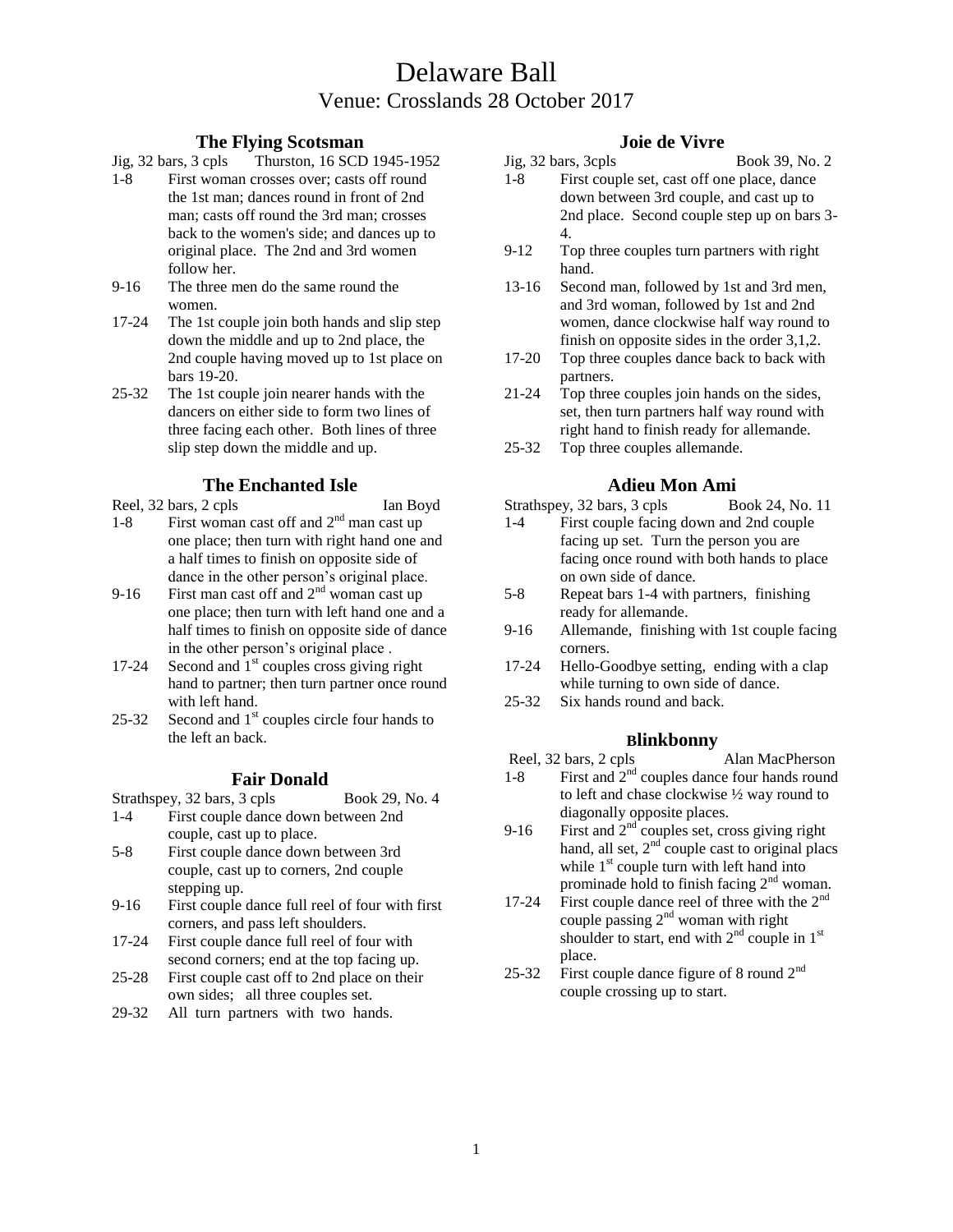# Delaware Ball

## Venue: Crosslands 28 October 2017

### The Flying Scotsman

Jig, 32 bars, 3 cpls — Thurston, 16 SCD 1945-1952

- 1-8 First woman crosses over; casts off round the 1st man; dances round in front of 2nd man; casts off round the 3rd man; crosses back to the women's side; and dances up to original place. The 2nd and 3rd women follow her.
- 9-16 The three men do the same round the women.
- 17-24 The 1st couple join both hands and slip step down the middle and up to 2nd place, the 2nd couple having moved up to 1st place on bars 19-20.
- 25-32 The 1st couple join nearer hands with the dancers on either side to form two lines of three facing each other. Both lines of three slip step down the middle and up.

### The Enchanted Isle

Reel, 32 bars, 2 cpls — Ian Boyd

- 1-8 First woman cast off and 2nd man cast up one place; then turn with right hand one and a half times to finish on opposite side of dance in the other person's original place.
- 9-16 First man cast off and 2nd woman cast up one place; then turn with left hand one and a half times to finish on opposite side of dance in the other person's original place .
- 17-24 Second and 1st couples cross giving right hand to partner; then turn partner once round with left hand.
- 25-32 Second and 1st couples circle four hands to the left an back.

### Fair Donald

Strathspey, 32 bars, 3 cpls — Book 29, No. 4

- 1-4 First couple dance down between 2nd couple, cast up to place.
- 5-8 First couple dance down between 3rd couple, cast up to corners, 2nd couple stepping up.
- 9-16 First couple dance full reel of four with first corners, and pass left shoulders.
- 17-24 First couple dance full reel of four with second corners; end at the top facing up.
- 25-28 First couple cast off to 2nd place on their own sides; all three couples set.
- 29-32 All turn partners with two hands.

### Joie de Vivre

Jig, 32 bars, 3cpls — Book 39, No. 2

- 1-8 First couple set, cast off one place, dance down between 3rd couple, and cast up to 2nd place. Second couple step up on bars 3-4.
- 9-12 Top three couples turn partners with right hand.
- 13-16 Second man, followed by 1st and 3rd men, and 3rd woman, followed by 1st and 2nd women, dance clockwise half way round to finish on opposite sides in the order 3,1,2.
- 17-20 Top three couples dance back to back with partners.
- 21-24 Top three couples join hands on the sides, set, then turn partners half way round with right hand to finish ready for allemande.
- 25-32 Top three couples allemande.

### Adieu Mon Ami

Strathspey, 32 bars, 3 cpls — Book 24, No. 11

- 1-4 First couple facing down and 2nd couple facing up set. Turn the person you are facing once round with both hands to place on own side of dance.
- 5-8 Repeat bars 1-4 with partners, finishing ready for allemande.
- 9-16 Allemande, finishing with 1st couple facing corners.
- 17-24 Hello-Goodbye setting, ending with a clap while turning to own side of dance.
- 25-32 Six hands round and back.

### Blinkbonny

Reel, 32 bars, 2 cpls — Alan MacPherson

- 1-8 First and 2nd couples dance four hands round to left and chase clockwise ½ way round to diagonally opposite places.
- 9-16 First and 2nd couples set, cross giving right hand, all set, 2nd couple cast to original placs while 1st couple turn with left hand into prominade hold to finish facing 2nd woman.
- 17-24 First couple dance reel of three with the 2nd couple passing 2nd woman with right shoulder to start, end with 2nd couple in 1st place.
- 25-32 First couple dance figure of 8 round 2nd couple crossing up to start.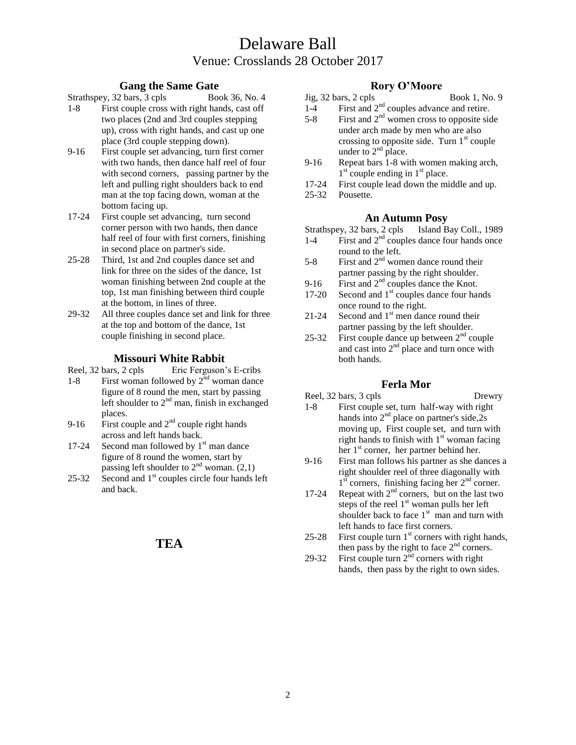# Delaware Ball

## Venue: Crosslands 28 October 2017

### Gang the Same Gate

Strathspey, 32 bars, 3 cpls Book 36, No. 4

1-8 First couple cross with right hands, cast off two places (2nd and 3rd couples stepping up), cross with right hands, and cast up one place (3rd couple stepping down).

9-16 First couple set advancing, turn first corner with two hands, then dance half reel of four with second corners, passing partner by the left and pulling right shoulders back to end man at the top facing down, woman at the bottom facing up.

17-24 First couple set advancing, turn second corner person with two hands, then dance half reel of four with first corners, finishing in second place on partner's side.

25-28 Third, 1st and 2nd couples dance set and link for three on the sides of the dance, 1st woman finishing between 2nd couple at the top, 1st man finishing between third couple at the bottom, in lines of three.

29-32 All three couples dance set and link for three at the top and bottom of the dance, 1st couple finishing in second place.

### Missouri White Rabbit

Reel, 32 bars, 2 cpls Eric Ferguson's E-cribs

1-8 First woman followed by 2nd woman dance figure of 8 round the men, start by passing left shoulder to 2nd man, finish in exchanged places.

9-16 First couple and 2nd couple right hands across and left hands back.

17-24 Second man followed by 1st man dance figure of 8 round the women, start by passing left shoulder to 2nd woman. (2,1)

25-32 Second and 1st couples circle four hands left and back.

## TEA

### Rory O'Moore

Jig, 32 bars, 2 cpls Book 1, No. 9

1-4 First and 2nd couples advance and retire.

5-8 First and 2nd women cross to opposite side under arch made by men who are also crossing to opposite side. Turn 1st couple under to 2nd place.

9-16 Repeat bars 1-8 with women making arch, 1st couple ending in 1st place.

17-24 First couple lead down the middle and up.

25-32 Pousette.

### An Autumn Posy

Strathspey, 32 bars, 2 cpls Island Bay Coll., 1989

1-4 First and 2nd couples dance four hands once round to the left.

5-8 First and 2nd women dance round their partner passing by the right shoulder.

9-16 First and 2nd couples dance the Knot.

17-20 Second and 1st couples dance four hands once round to the right.

21-24 Second and 1st men dance round their partner passing by the left shoulder.

25-32 First couple dance up between 2nd couple and cast into 2nd place and turn once with both hands.

### Ferla Mor

Reel, 32 bars, 3 cpls Drewry

1-8 First couple set, turn half-way with right hands into 2nd place on partner's side,2s moving up, First couple set, and turn with right hands to finish with 1st woman facing her 1st corner, her partner behind her.

9-16 First man follows his partner as she dances a right shoulder reel of three diagonally with 1st corners, finishing facing her 2nd corner.

17-24 Repeat with 2nd corners, but on the last two steps of the reel 1st woman pulls her left shoulder back to face 1st man and turn with left hands to face first corners.

25-28 First couple turn 1st corners with right hands, then pass by the right to face 2nd corners.

29-32 First couple turn 2nd corners with right hands, then pass by the right to own sides.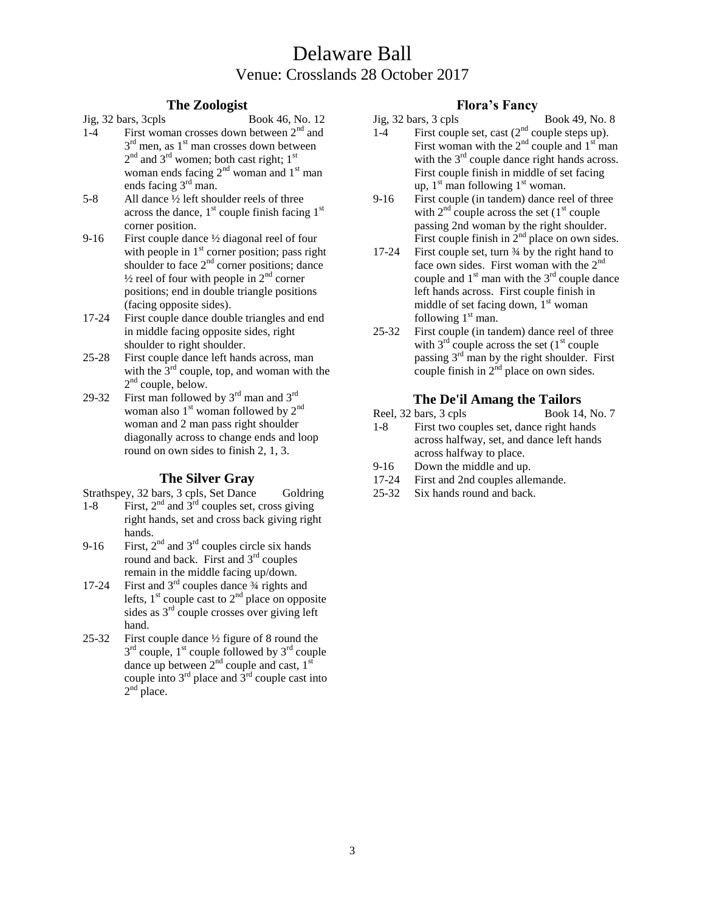# Delaware Ball

## Venue: Crosslands 28 October 2017

### The Zoologist

Jig, 32 bars, 3cpls Book 46, No. 12

- 1-4 First woman crosses down between 2nd and 3rd men, as 1st man crosses down between 2nd and 3rd women; both cast right; 1st woman ends facing 2nd woman and 1st man ends facing 3rd man.
- 5-8 All dance ½ left shoulder reels of three across the dance, 1st couple finish facing 1st corner position.
- 9-16 First couple dance ½ diagonal reel of four with people in 1st corner position; pass right shoulder to face 2nd corner positions; dance ½ reel of four with people in 2nd corner positions; end in double triangle positions (facing opposite sides).
- 17-24 First couple dance double triangles and end in middle facing opposite sides, right shoulder to right shoulder.
- 25-28 First couple dance left hands across, man with the 3rd couple, top, and woman with the 2nd couple, below.
- 29-32 First man followed by 3rd man and 3rd woman also 1st woman followed by 2nd woman and 2 man pass right shoulder diagonally across to change ends and loop round on own sides to finish 2, 1, 3.

### The Silver Gray

Strathspey, 32 bars, 3 cpls, Set Dance Goldring

- 1-8 First, 2nd and 3rd couples set, cross giving right hands, set and cross back giving right hands.
- 9-16 First, 2nd and 3rd couples circle six hands round and back. First and 3rd couples remain in the middle facing up/down.
- 17-24 First and 3rd couples dance ¾ rights and lefts, 1st couple cast to 2nd place on opposite sides as 3rd couple crosses over giving left hand.
- 25-32 First couple dance ½ figure of 8 round the 3rd couple, 1st couple followed by 3rd couple dance up between 2nd couple and cast, 1st couple into 3rd place and 3rd couple cast into 2nd place.

### Flora's Fancy

Jig, 32 bars, 3 cpls Book 49, No. 8

- 1-4 First couple set, cast (2nd couple steps up). First woman with the 2nd couple and 1st man with the 3rd couple dance right hands across. First couple finish in middle of set facing up, 1st man following 1st woman.
- 9-16 First couple (in tandem) dance reel of three with 2nd couple across the set (1st couple passing 2nd woman by the right shoulder. First couple finish in 2nd place on own sides.
- 17-24 First couple set, turn ¾ by the right hand to face own sides. First woman with the 2nd couple and 1st man with the 3rd couple dance left hands across. First couple finish in middle of set facing down, 1st woman following 1st man.
- 25-32 First couple (in tandem) dance reel of three with 3rd couple across the set (1st couple passing 3rd man by the right shoulder. First couple finish in 2nd place on own sides.

### The De'il Amang the Tailors

Reel, 32 bars, 3 cpls Book 14, No. 7

- 1-8 First two couples set, dance right hands across halfway, set, and dance left hands across halfway to place.
- 9-16 Down the middle and up.
- 17-24 First and 2nd couples allemande.
- 25-32 Six hands round and back.